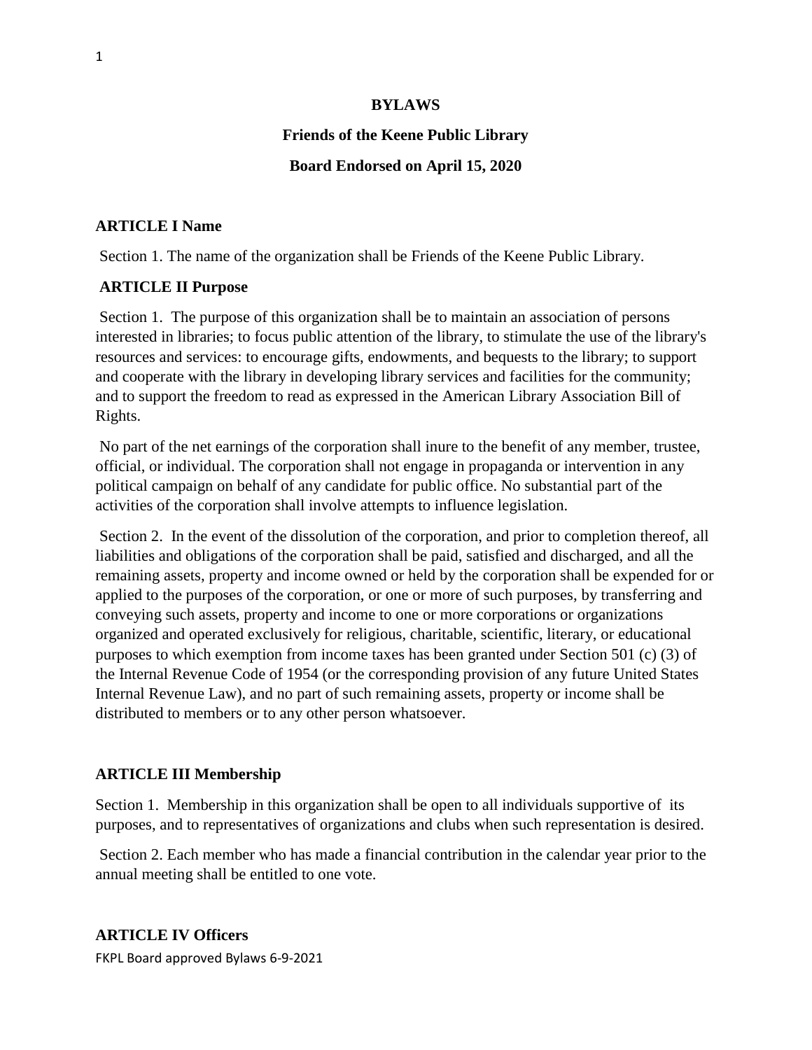**BYLAWS**

**Friends of the Keene Public Library**

**Board Endorsed on April 15, 2020**

**ARTICLE I Name**

Section 1. The name of the organization shall be Friends of the Keene Public Library.

**ARTICLE II Purpose**

Section 1. The purpose of this organization shall be to maintain an association of persons interested in libraries; to focus public attention of the library, to stimulate the use of the library's resources and services: to encourage gifts, endowments, and bequests to the library; to support and cooperate with the library in developing library services and facilities for the community; and to support the freedom to read as expressed in the American Library Association Bill of Rights.

No part of the net earnings of the corporation shall inure to the benefit of any member, trustee, official, or individual. The corporation shall not engage in propaganda or intervention in any political campaign on behalf of any candidate for public office. No substantial part of the activities of the corporation shall involve attempts to influence legislation.

Section 2. In the event of the dissolution of the corporation, and prior to completion thereof, all liabilities and obligations of the corporation shall be paid, satisfied and discharged, and all the remaining assets, property and income owned or held by the corporation shall be expended for or applied to the purposes of the corporation, or one or more of such purposes, by transferring and conveying such assets, property and income to one or more corporations or organizations organized and operated exclusively for religious, charitable, scientific, literary, or educational purposes to which exemption from income taxes has been granted under Section 501 (c) (3) of the Internal Revenue Code of 1954 (or the corresponding provision of any future United States Internal Revenue Law), and no part of such remaining assets, property or income shall be distributed to members or to any other person whatsoever.

**ARTICLE III Membership**

Section 1. Membership in this organization shall be open to all individuals supportive of its purposes, and to representatives of organizations and clubs when such representation is desired.

Section 2. Each member who has made a financial contribution in the calendar year prior to the annual meeting shall be entitled to one vote.

**ARTICLE IV Officers**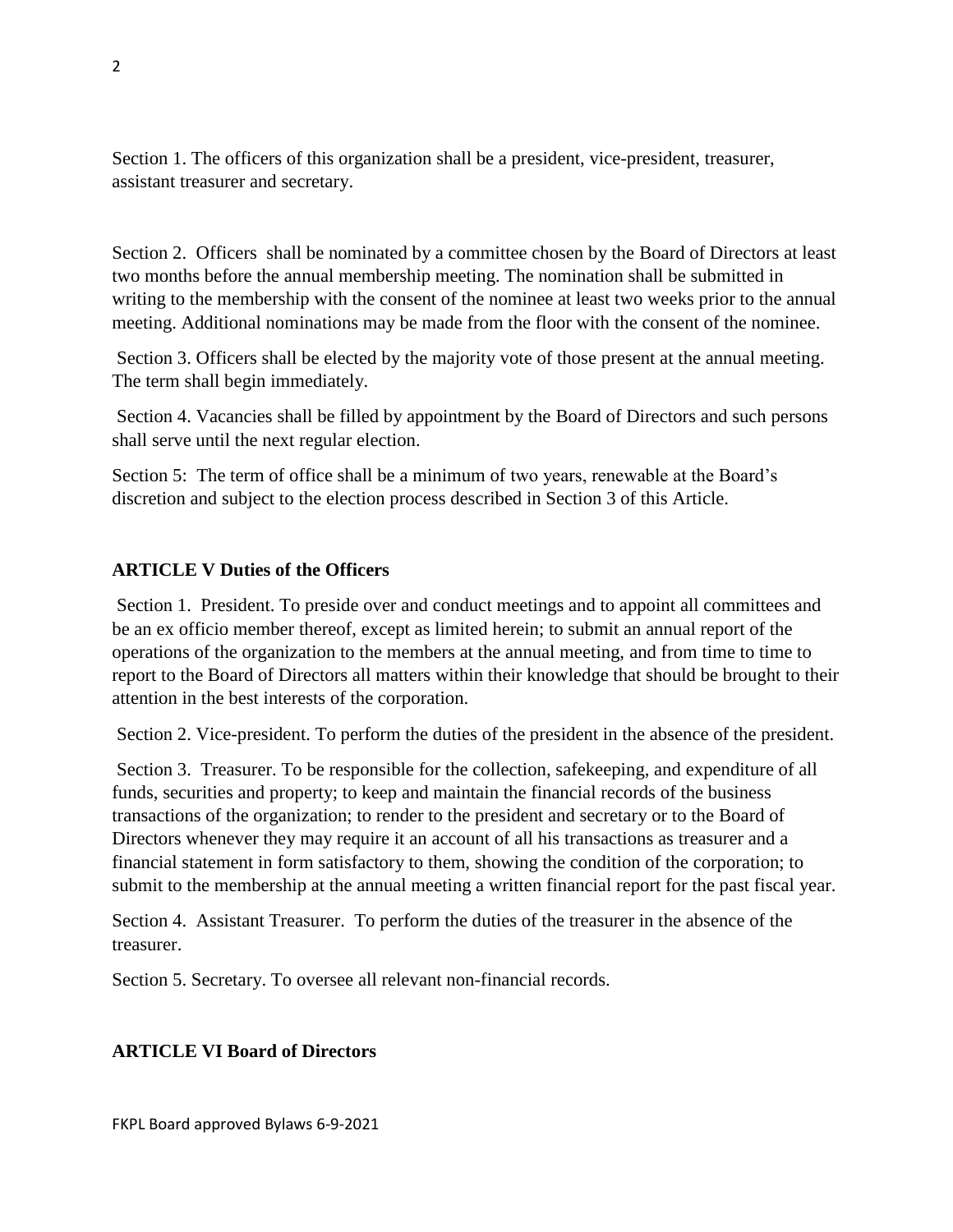Section 1. The officers of this organization shall be a president, vice-president, treasurer, assistant treasurer and secretary.

Section 2. Officers shall be nominated by a committee chosen by the Board of Directors at least two months before the annual membership meeting. The nomination shall be submitted in writing to the membership with the consent of the nominee at least two weeks prior to the annual meeting. Additional nominations may be made from the floor with the consent of the nominee.

Section 3. Officers shall be elected by the majority vote of those present at the annual meeting. The term shall begin immediately.

Section 4. Vacancies shall be filled by appointment by the Board of Directors and such persons shall serve until the next regular election.

Section 5: The term of office shall be a minimum of two years, renewable at the Board's discretion and subject to the election process described in Section 3 of this Article.

## ARTICLE V Duties of the Officers

Section 1. President. To preside over and conduct meetings and to appoint all committees and be an ex officio member thereof, except as limited herein; to submit an annual report of the operations of the organization to the members at the annual meeting, and from time to time to report to the Board of Directors all matters within their knowledge that should be brought to their attention in the best interests of the corporation.

Section 2. Vice-president. To perform the duties of the president in the absence of the president.

Section 3. Treasurer. To be responsible for the collection, safekeeping, and expenditure of all funds, securities and property; to keep and maintain the financial records of the business transactions of the organization; to render to the president and secretary or to the Board of Directors whenever they may require it an account of all his transactions as treasurer and a financial statement in form satisfactory to them, showing the condition of the corporation; to submit to the membership at the annual meeting a written financial report for the past fiscal year.

Section 4. Assistant Treasurer. To perform the duties of the treasurer in the absence of the treasurer.

Section 5. Secretary. To oversee all relevant non-financial records.

## ARTICLE VI Board of Directors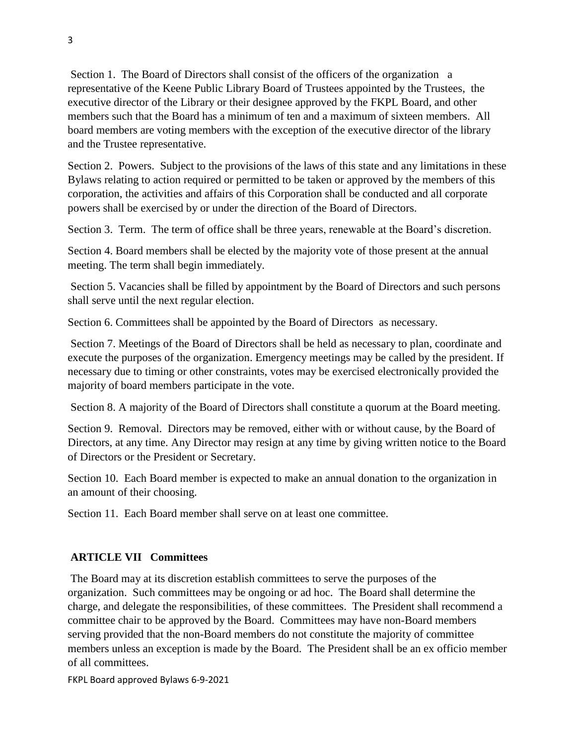Section 1. The Board of Directors shall consist of the officers of the organization a representative of the Keene Public Library Board of Trustees appointed by the Trustees, the executive director of the Library or their designee approved by the FKPL Board, and other members such that the Board has a minimum of ten and a maximum of sixteen members. All board members are voting members with the exception of the executive director of the library and the Trustee representative.

Section 2. Powers. Subject to the provisions of the laws of this state and any limitations in these Bylaws relating to action required or permitted to be taken or approved by the members of this corporation, the activities and affairs of this Corporation shall be conducted and all corporate powers shall be exercised by or under the direction of the Board of Directors.

Section 3. Term. The term of office shall be three years, renewable at the Board's discretion.

Section 4. Board members shall be elected by the majority vote of those present at the annual meeting. The term shall begin immediately.

Section 5. Vacancies shall be filled by appointment by the Board of Directors and such persons shall serve until the next regular election.

Section 6. Committees shall be appointed by the Board of Directors as necessary.

Section 7. Meetings of the Board of Directors shall be held as necessary to plan, coordinate and execute the purposes of the organization. Emergency meetings may be called by the president. If necessary due to timing or other constraints, votes may be exercised electronically provided the majority of board members participate in the vote.

Section 8. A majority of the Board of Directors shall constitute a quorum at the Board meeting.

Section 9. Removal. Directors may be removed, either with or without cause, by the Board of Directors, at any time. Any Director may resign at any time by giving written notice to the Board of Directors or the President or Secretary.

Section 10. Each Board member is expected to make an annual donation to the organization in an amount of their choosing.

Section 11. Each Board member shall serve on at least one committee.

## ARTICLE VII Committees

The Board may at its discretion establish committees to serve the purposes of the organization. Such committees may be ongoing or ad hoc. The Board shall determine the charge, and delegate the responsibilities, of these committees. The President shall recommend a committee chair to be approved by the Board. Committees may have non-Board members serving provided that the non-Board members do not constitute the majority of committee members unless an exception is made by the Board. The President shall be an ex officio member of all committees.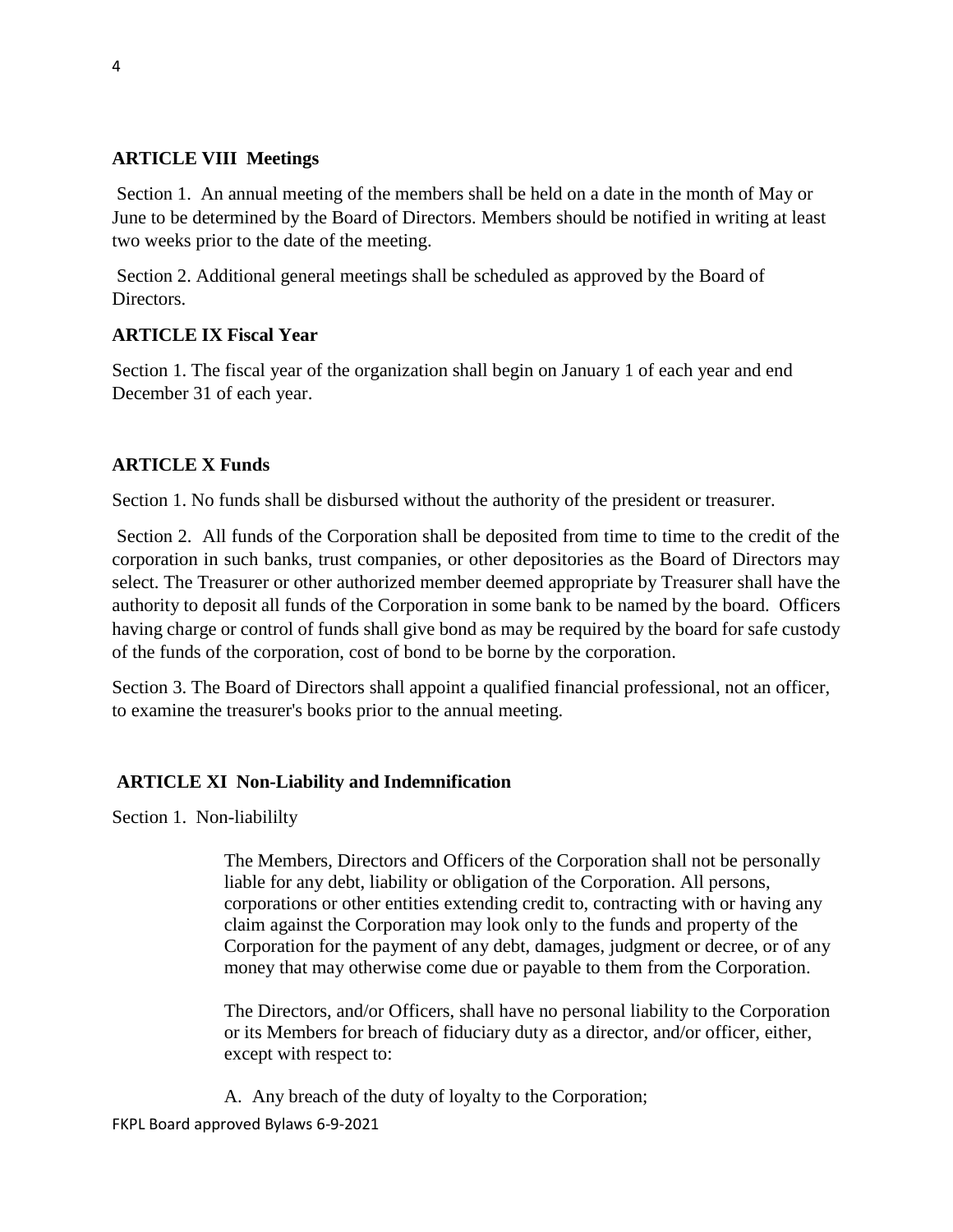**ARTICLE VIII Meetings**

Section 1. An annual meeting of the members shall be held on a date in the month of May or June to be determined by the Board of Directors. Members should be notified in writing at least two weeks prior to the date of the meeting.

Section 2. Additional general meetings shall be scheduled as approved by the Board of Directors.

**ARTICLE IX Fiscal Year**

Section 1. The fiscal year of the organization shall begin on January 1 of each year and end December 31 of each year.

**ARTICLE X Funds**

Section 1. No funds shall be disbursed without the authority of the president or treasurer.

Section 2. All funds of the Corporation shall be deposited from time to time to the credit of the corporation in such banks, trust companies, or other depositories as the Board of Directors may select. The Treasurer or other authorized member deemed appropriate by Treasurer shall have the authority to deposit all funds of the Corporation in some bank to be named by the board. Officers having charge or control of funds shall give bond as may be required by the board for safe custody of the funds of the corporation, cost of bond to be borne by the corporation.

Section 3. The Board of Directors shall appoint a qualified financial professional, not an officer, to examine the treasurer's books prior to the annual meeting.

**ARTICLE XI Non-Liability and Indemnification**

Section 1. Non-liabililty

The Members, Directors and Officers of the Corporation shall not be personally liable for any debt, liability or obligation of the Corporation. All persons, corporations or other entities extending credit to, contracting with or having any claim against the Corporation may look only to the funds and property of the Corporation for the payment of any debt, damages, judgment or decree, or of any money that may otherwise come due or payable to them from the Corporation.

The Directors, and/or Officers, shall have no personal liability to the Corporation or its Members for breach of fiduciary duty as a director, and/or officer, either, except with respect to:

A. Any breach of the duty of loyalty to the Corporation;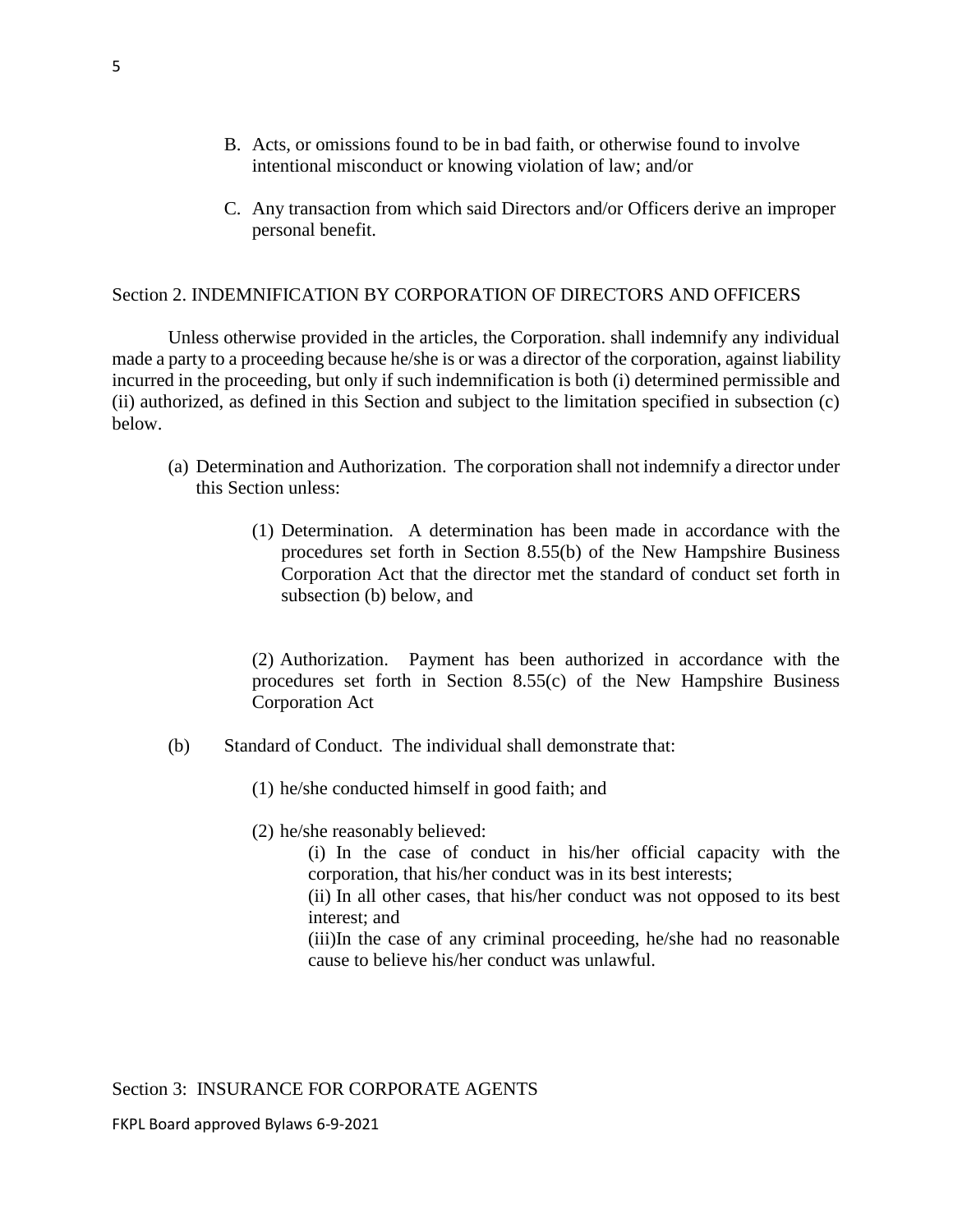B. Acts, or omissions found to be in bad faith, or otherwise found to involve intentional misconduct or knowing violation of law; and/or

C. Any transaction from which said Directors and/or Officers derive an improper personal benefit.

Section 2. INDEMNIFICATION BY CORPORATION OF DIRECTORS AND OFFICERS

Unless otherwise provided in the articles, the Corporation. shall indemnify any individual made a party to a proceeding because he/she is or was a director of the corporation, against liability incurred in the proceeding, but only if such indemnification is both (i) determined permissible and (ii) authorized, as defined in this Section and subject to the limitation specified in subsection (c) below.

(a) Determination and Authorization. The corporation shall not indemnify a director under this Section unless:

(1) Determination. A determination has been made in accordance with the procedures set forth in Section 8.55(b) of the New Hampshire Business Corporation Act that the director met the standard of conduct set forth in subsection (b) below, and

(2) Authorization. Payment has been authorized in accordance with the procedures set forth in Section 8.55(c) of the New Hampshire Business Corporation Act

(b) Standard of Conduct. The individual shall demonstrate that:

(1) he/she conducted himself in good faith; and

(2) he/she reasonably believed:

(i) In the case of conduct in his/her official capacity with the corporation, that his/her conduct was in its best interests;

(ii) In all other cases, that his/her conduct was not opposed to its best interest; and

(iii)In the case of any criminal proceeding, he/she had no reasonable cause to believe his/her conduct was unlawful.

Section 3: INSURANCE FOR CORPORATE AGENTS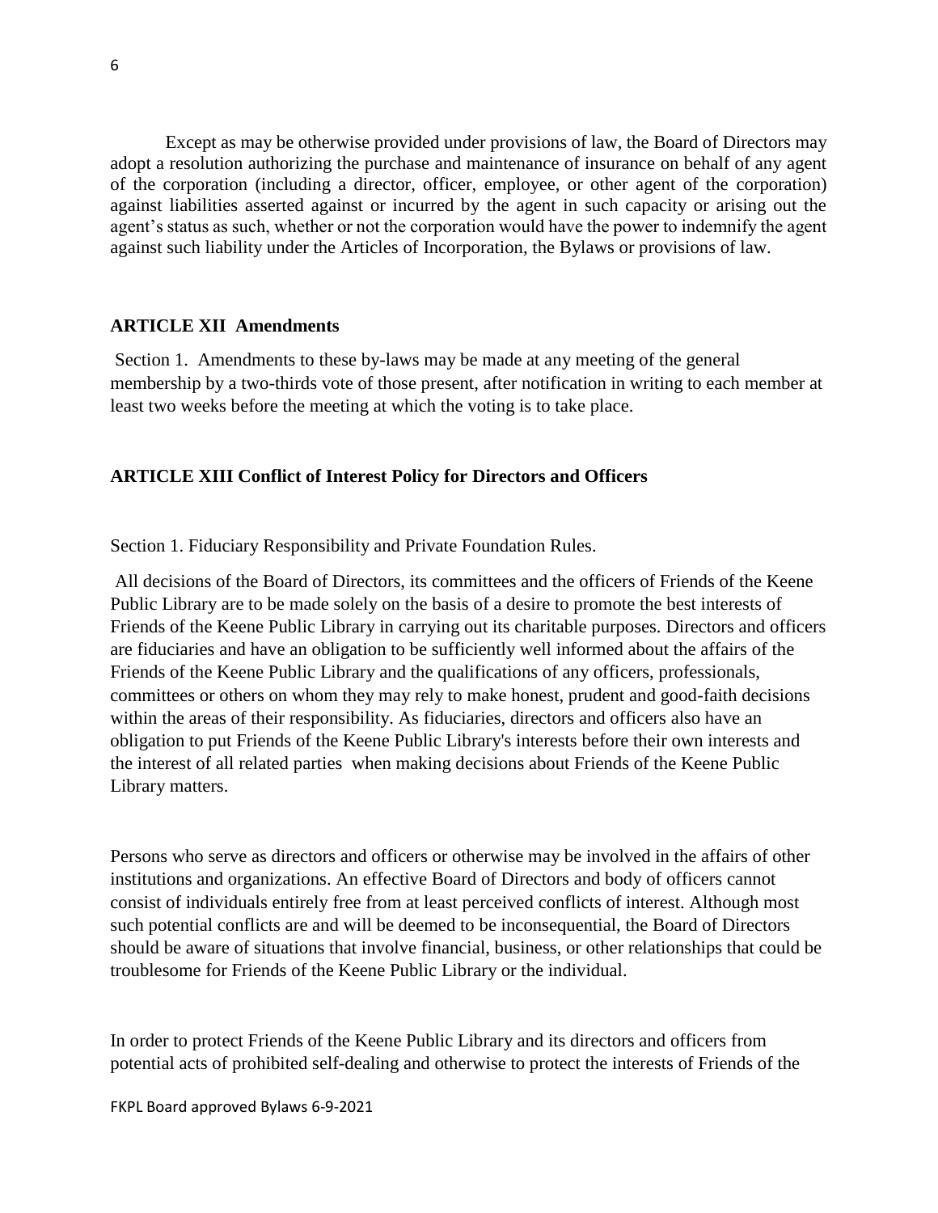Except as may be otherwise provided under provisions of law, the Board of Directors may adopt a resolution authorizing the purchase and maintenance of insurance on behalf of any agent of the corporation (including a director, officer, employee, or other agent of the corporation) against liabilities asserted against or incurred by the agent in such capacity or arising out the agent's status as such, whether or not the corporation would have the power to indemnify the agent against such liability under the Articles of Incorporation, the Bylaws or provisions of law.

## ARTICLE XII Amendments

Section 1. Amendments to these by-laws may be made at any meeting of the general membership by a two-thirds vote of those present, after notification in writing to each member at least two weeks before the meeting at which the voting is to take place.

## ARTICLE XIII Conflict of Interest Policy for Directors and Officers

Section 1. Fiduciary Responsibility and Private Foundation Rules.

All decisions of the Board of Directors, its committees and the officers of Friends of the Keene Public Library are to be made solely on the basis of a desire to promote the best interests of Friends of the Keene Public Library in carrying out its charitable purposes. Directors and officers are fiduciaries and have an obligation to be sufficiently well informed about the affairs of the Friends of the Keene Public Library and the qualifications of any officers, professionals, committees or others on whom they may rely to make honest, prudent and good-faith decisions within the areas of their responsibility. As fiduciaries, directors and officers also have an obligation to put Friends of the Keene Public Library's interests before their own interests and the interest of all related parties when making decisions about Friends of the Keene Public Library matters.

Persons who serve as directors and officers or otherwise may be involved in the affairs of other institutions and organizations. An effective Board of Directors and body of officers cannot consist of individuals entirely free from at least perceived conflicts of interest. Although most such potential conflicts are and will be deemed to be inconsequential, the Board of Directors should be aware of situations that involve financial, business, or other relationships that could be troublesome for Friends of the Keene Public Library or the individual.

In order to protect Friends of the Keene Public Library and its directors and officers from potential acts of prohibited self-dealing and otherwise to protect the interests of Friends of the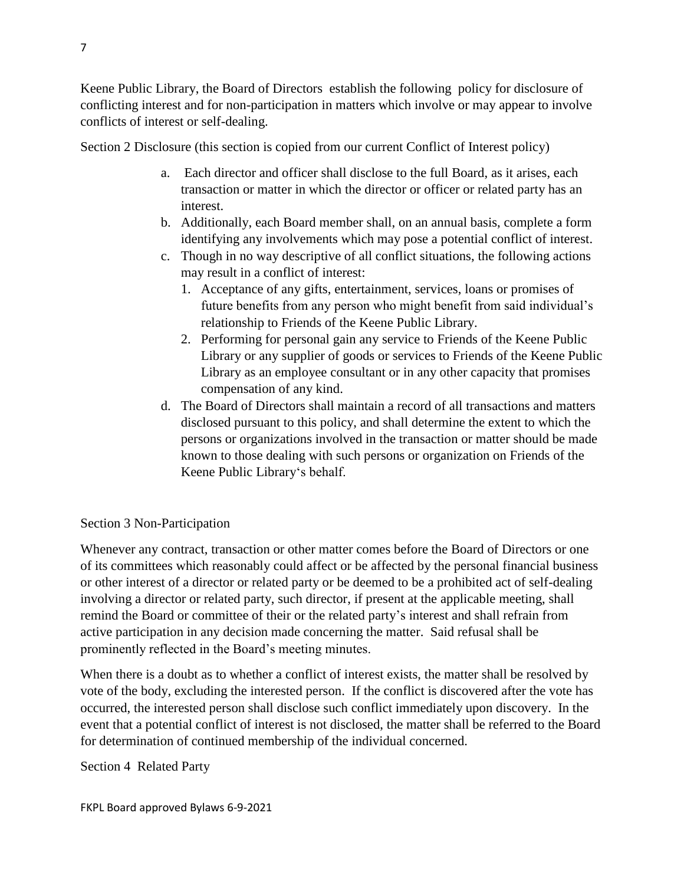Keene Public Library, the Board of Directors establish the following policy for disclosure of conflicting interest and for non-participation in matters which involve or may appear to involve conflicts of interest or self-dealing.

Section 2 Disclosure (this section is copied from our current Conflict of Interest policy)

a. Each director and officer shall disclose to the full Board, as it arises, each transaction or matter in which the director or officer or related party has an interest.
b. Additionally, each Board member shall, on an annual basis, complete a form identifying any involvements which may pose a potential conflict of interest.
c. Though in no way descriptive of all conflict situations, the following actions may result in a conflict of interest:
    1. Acceptance of any gifts, entertainment, services, loans or promises of future benefits from any person who might benefit from said individual's relationship to Friends of the Keene Public Library.
    2. Performing for personal gain any service to Friends of the Keene Public Library or any supplier of goods or services to Friends of the Keene Public Library as an employee consultant or in any other capacity that promises compensation of any kind.
d. The Board of Directors shall maintain a record of all transactions and matters disclosed pursuant to this policy, and shall determine the extent to which the persons or organizations involved in the transaction or matter should be made known to those dealing with such persons or organization on Friends of the Keene Public Library's behalf.

Section 3 Non-Participation

Whenever any contract, transaction or other matter comes before the Board of Directors or one of its committees which reasonably could affect or be affected by the personal financial business or other interest of a director or related party or be deemed to be a prohibited act of self-dealing involving a director or related party, such director, if present at the applicable meeting, shall remind the Board or committee of their or the related party's interest and shall refrain from active participation in any decision made concerning the matter. Said refusal shall be prominently reflected in the Board's meeting minutes.

When there is a doubt as to whether a conflict of interest exists, the matter shall be resolved by vote of the body, excluding the interested person. If the conflict is discovered after the vote has occurred, the interested person shall disclose such conflict immediately upon discovery. In the event that a potential conflict of interest is not disclosed, the matter shall be referred to the Board for determination of continued membership of the individual concerned.

Section 4 Related Party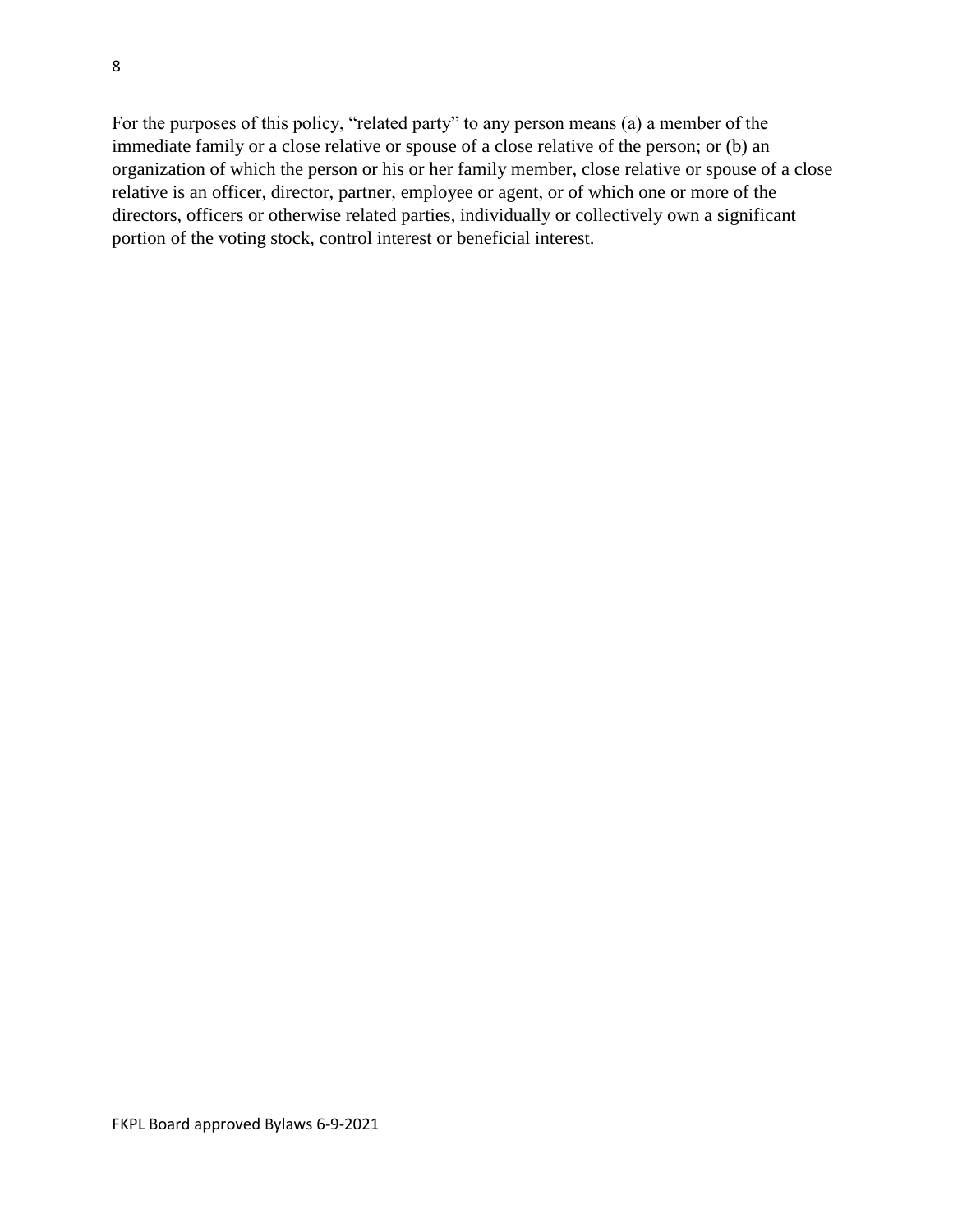For the purposes of this policy, "related party" to any person means (a) a member of the immediate family or a close relative or spouse of a close relative of the person; or (b) an organization of which the person or his or her family member, close relative or spouse of a close relative is an officer, director, partner, employee or agent, or of which one or more of the directors, officers or otherwise related parties, individually or collectively own a significant portion of the voting stock, control interest or beneficial interest.